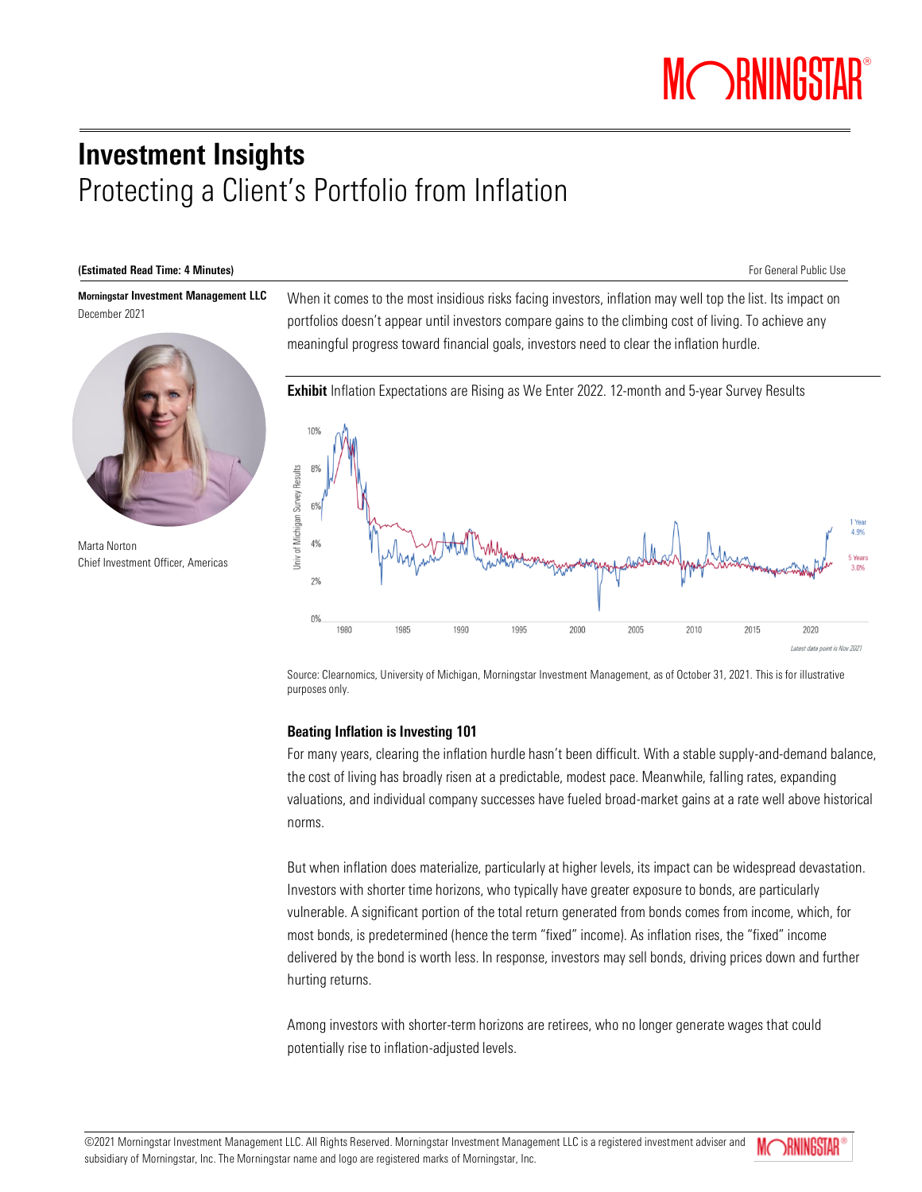# Investment Insights
## Protecting a Client's Portfolio from Inflation

**(Estimated Read Time: 4 Minutes)**

For General Public Use

**Morningstar Investment Management LLC**
December 2021

Marta Norton
Chief Investment Officer, Americas

When it comes to the most insidious risks facing investors, inflation may well top the list. Its impact on portfolios doesn't appear until investors compare gains to the climbing cost of living. To achieve any meaningful progress toward financial goals, investors need to clear the inflation hurdle.

**Exhibit** Inflation Expectations are Rising as We Enter 2022. 12-month and 5-year Survey Results

Source: Clearnomics, University of Michigan, Morningstar Investment Management, as of October 31, 2021. This is for illustrative purposes only.

### Beating Inflation is Investing 101

For many years, clearing the inflation hurdle hasn't been difficult. With a stable supply-and-demand balance, the cost of living has broadly risen at a predictable, modest pace. Meanwhile, falling rates, expanding valuations, and individual company successes have fueled broad-market gains at a rate well above historical norms.

But when inflation does materialize, particularly at higher levels, its impact can be widespread devastation. Investors with shorter time horizons, who typically have greater exposure to bonds, are particularly vulnerable. A significant portion of the total return generated from bonds comes from income, which, for most bonds, is predetermined (hence the term "fixed" income). As inflation rises, the "fixed" income delivered by the bond is worth less. In response, investors may sell bonds, driving prices down and further hurting returns.

Among investors with shorter-term horizons are retirees, who no longer generate wages that could potentially rise to inflation-adjusted levels.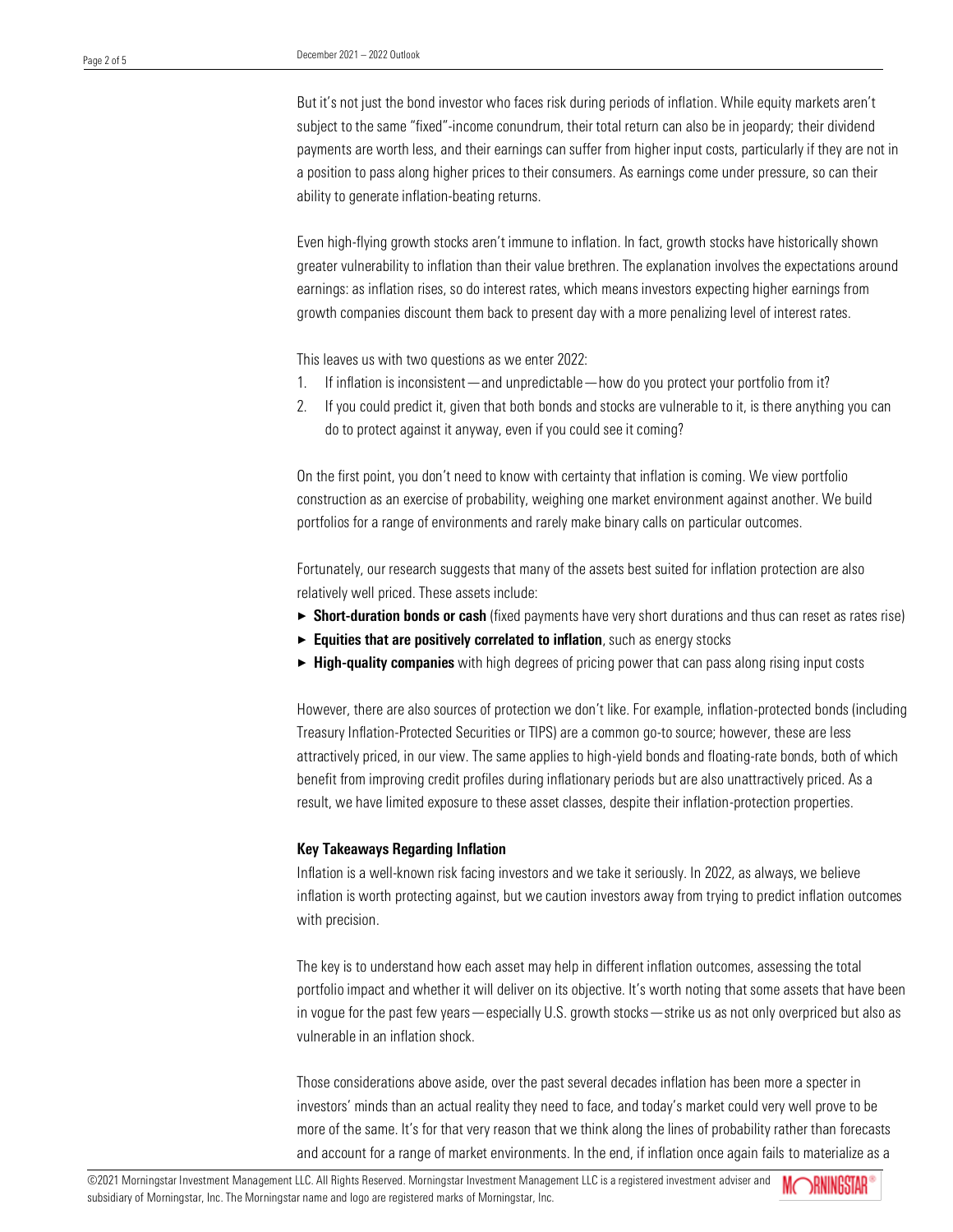But it's not just the bond investor who faces risk during periods of inflation. While equity markets aren't subject to the same "fixed"-income conundrum, their total return can also be in jeopardy; their dividend payments are worth less, and their earnings can suffer from higher input costs, particularly if they are not in a position to pass along higher prices to their consumers. As earnings come under pressure, so can their ability to generate inflation-beating returns.

Even high-flying growth stocks aren't immune to inflation. In fact, growth stocks have historically shown greater vulnerability to inflation than their value brethren. The explanation involves the expectations around earnings: as inflation rises, so do interest rates, which means investors expecting higher earnings from growth companies discount them back to present day with a more penalizing level of interest rates.

This leaves us with two questions as we enter 2022:

1. If inflation is inconsistent—and unpredictable—how do you protect your portfolio from it?
2. If you could predict it, given that both bonds and stocks are vulnerable to it, is there anything you can do to protect against it anyway, even if you could see it coming?

On the first point, you don't need to know with certainty that inflation is coming. We view portfolio construction as an exercise of probability, weighing one market environment against another. We build portfolios for a range of environments and rarely make binary calls on particular outcomes.

Fortunately, our research suggests that many of the assets best suited for inflation protection are also relatively well priced. These assets include:

- **Short-duration bonds or cash** (fixed payments have very short durations and thus can reset as rates rise)
- **Equities that are positively correlated to inflation**, such as energy stocks
- **High-quality companies** with high degrees of pricing power that can pass along rising input costs

However, there are also sources of protection we don't like. For example, inflation-protected bonds (including Treasury Inflation-Protected Securities or TIPS) are a common go-to source; however, these are less attractively priced, in our view. The same applies to high-yield bonds and floating-rate bonds, both of which benefit from improving credit profiles during inflationary periods but are also unattractively priced. As a result, we have limited exposure to these asset classes, despite their inflation-protection properties.

**Key Takeaways Regarding Inflation**

Inflation is a well-known risk facing investors and we take it seriously. In 2022, as always, we believe inflation is worth protecting against, but we caution investors away from trying to predict inflation outcomes with precision.

The key is to understand how each asset may help in different inflation outcomes, assessing the total portfolio impact and whether it will deliver on its objective. It's worth noting that some assets that have been in vogue for the past few years—especially U.S. growth stocks—strike us as not only overpriced but also as vulnerable in an inflation shock.

Those considerations above aside, over the past several decades inflation has been more a specter in investors' minds than an actual reality they need to face, and today's market could very well prove to be more of the same. It's for that very reason that we think along the lines of probability rather than forecasts and account for a range of market environments. In the end, if inflation once again fails to materialize as a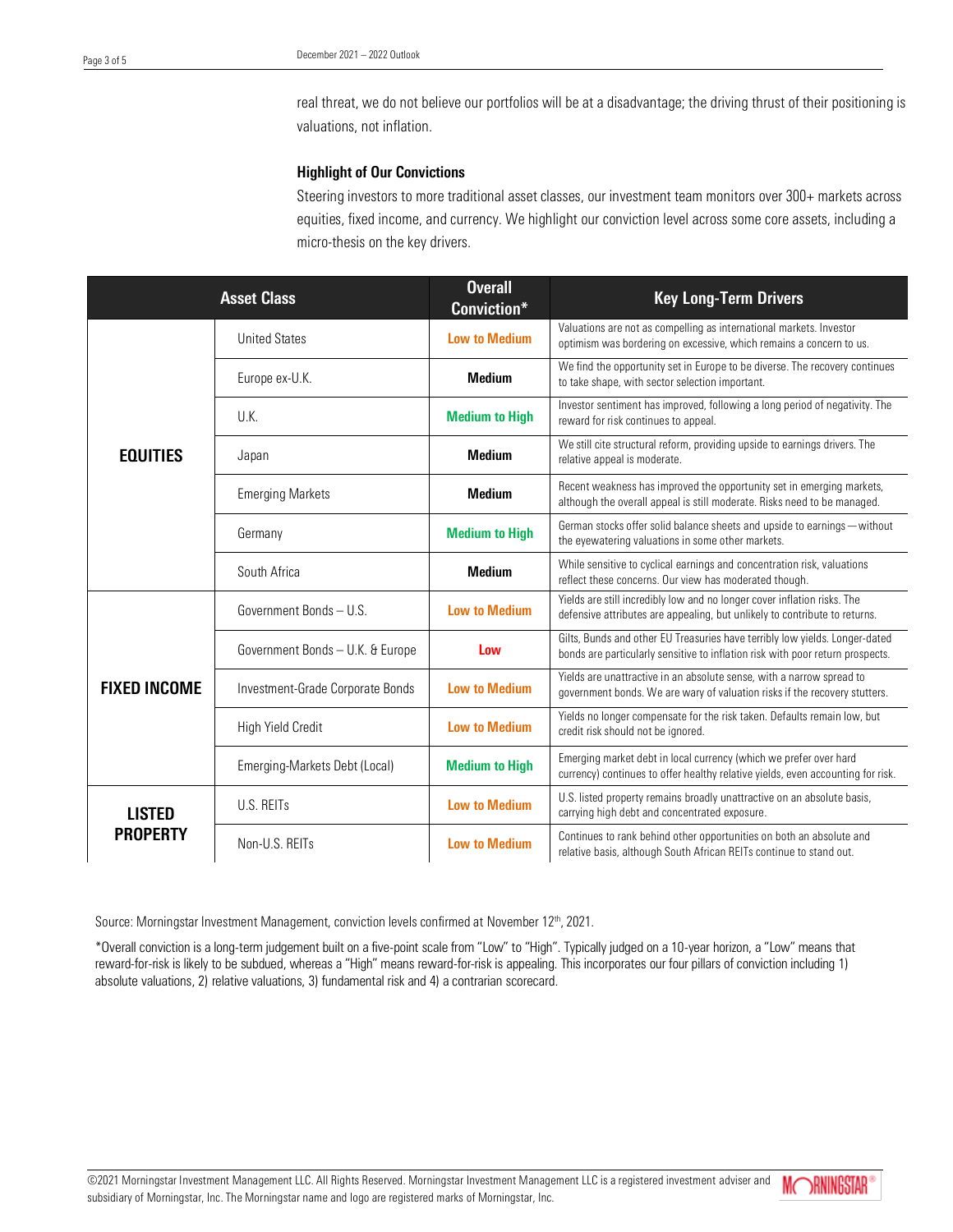real threat, we do not believe our portfolios will be at a disadvantage; the driving thrust of their positioning is valuations, not inflation.

### Highlight of Our Convictions

Steering investors to more traditional asset classes, our investment team monitors over 300+ markets across equities, fixed income, and currency. We highlight our conviction level across some core assets, including a micro-thesis on the key drivers.

| Asset Class | | Overall Conviction* | Key Long-Term Drivers |
|---|---|---|---|
| **EQUITIES** | United States | **Low to Medium** | Valuations are not as compelling as international markets. Investor optimism was bordering on excessive, which remains a concern to us. |
| | Europe ex-U.K. | **Medium** | We find the opportunity set in Europe to be diverse. The recovery continues to take shape, with sector selection important. |
| | U.K. | **Medium to High** | Investor sentiment has improved, following a long period of negativity. The reward for risk continues to appeal. |
| | Japan | **Medium** | We still cite structural reform, providing upside to earnings drivers. The relative appeal is moderate. |
| | Emerging Markets | **Medium** | Recent weakness has improved the opportunity set in emerging markets, although the overall appeal is still moderate. Risks need to be managed. |
| | Germany | **Medium to High** | German stocks offer solid balance sheets and upside to earnings—without the eyewatering valuations in some other markets. |
| | South Africa | **Medium** | While sensitive to cyclical earnings and concentration risk, valuations reflect these concerns. Our view has moderated though. |
| **FIXED INCOME** | Government Bonds – U.S. | **Low to Medium** | Yields are still incredibly low and no longer cover inflation risks. The defensive attributes are appealing, but unlikely to contribute to returns. |
| | Government Bonds – U.K. & Europe | **Low** | Gilts, Bunds and other EU Treasuries have terribly low yields. Longer-dated bonds are particularly sensitive to inflation risk with poor return prospects. |
| | Investment-Grade Corporate Bonds | **Low to Medium** | Yields are unattractive in an absolute sense, with a narrow spread to government bonds. We are wary of valuation risks if the recovery stutters. |
| | High Yield Credit | **Low to Medium** | Yields no longer compensate for the risk taken. Defaults remain low, but credit risk should not be ignored. |
| | Emerging-Markets Debt (Local) | **Medium to High** | Emerging market debt in local currency (which we prefer over hard currency) continues to offer healthy relative yields, even accounting for risk. |
| **LISTED PROPERTY** | U.S. REITs | **Low to Medium** | U.S. listed property remains broadly unattractive on an absolute basis, carrying high debt and concentrated exposure. |
| | Non-U.S. REITs | **Low to Medium** | Continues to rank behind other opportunities on both an absolute and relative basis, although South African REITs continue to stand out. |

Source: Morningstar Investment Management, conviction levels confirmed at November 12th, 2021.

*Overall conviction is a long-term judgement built on a five-point scale from "Low" to "High". Typically judged on a 10-year horizon, a "Low" means that reward-for-risk is likely to be subdued, whereas a "High" means reward-for-risk is appealing. This incorporates our four pillars of conviction including 1) absolute valuations, 2) relative valuations, 3) fundamental risk and 4) a contrarian scorecard.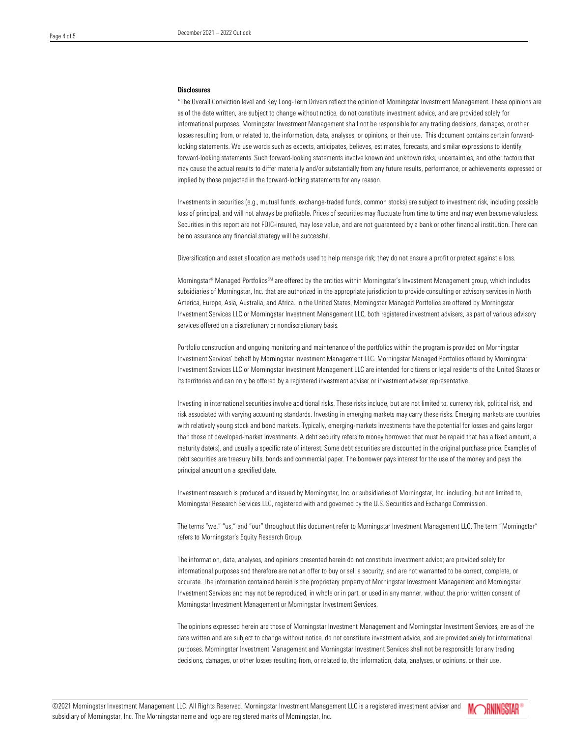**Disclosures**

*The Overall Conviction level and Key Long-Term Drivers reflect the opinion of Morningstar Investment Management. These opinions are as of the date written, are subject to change without notice, do not constitute investment advice, and are provided solely for informational purposes. Morningstar Investment Management shall not be responsible for any trading decisions, damages, or other losses resulting from, or related to, the information, data, analyses, or opinions, or their use. This document contains certain forward-looking statements. We use words such as expects, anticipates, believes, estimates, forecasts, and similar expressions to identify forward-looking statements. Such forward-looking statements involve known and unknown risks, uncertainties, and other factors that may cause the actual results to differ materially and/or substantially from any future results, performance, or achievements expressed or implied by those projected in the forward-looking statements for any reason.

Investments in securities (e.g., mutual funds, exchange-traded funds, common stocks) are subject to investment risk, including possible loss of principal, and will not always be profitable. Prices of securities may fluctuate from time to time and may even become valueless. Securities in this report are not FDIC-insured, may lose value, and are not guaranteed by a bank or other financial institution. There can be no assurance any financial strategy will be successful.

Diversification and asset allocation are methods used to help manage risk; they do not ensure a profit or protect against a loss.

Morningstar® Managed Portfolios℠ are offered by the entities within Morningstar's Investment Management group, which includes subsidiaries of Morningstar, Inc. that are authorized in the appropriate jurisdiction to provide consulting or advisory services in North America, Europe, Asia, Australia, and Africa. In the United States, Morningstar Managed Portfolios are offered by Morningstar Investment Services LLC or Morningstar Investment Management LLC, both registered investment advisers, as part of various advisory services offered on a discretionary or nondiscretionary basis.

Portfolio construction and ongoing monitoring and maintenance of the portfolios within the program is provided on Morningstar Investment Services' behalf by Morningstar Investment Management LLC. Morningstar Managed Portfolios offered by Morningstar Investment Services LLC or Morningstar Investment Management LLC are intended for citizens or legal residents of the United States or its territories and can only be offered by a registered investment adviser or investment adviser representative.

Investing in international securities involve additional risks. These risks include, but are not limited to, currency risk, political risk, and risk associated with varying accounting standards. Investing in emerging markets may carry these risks. Emerging markets are countries with relatively young stock and bond markets. Typically, emerging-markets investments have the potential for losses and gains larger than those of developed-market investments. A debt security refers to money borrowed that must be repaid that has a fixed amount, a maturity date(s), and usually a specific rate of interest. Some debt securities are discounted in the original purchase price. Examples of debt securities are treasury bills, bonds and commercial paper. The borrower pays interest for the use of the money and pays the principal amount on a specified date.

Investment research is produced and issued by Morningstar, Inc. or subsidiaries of Morningstar, Inc. including, but not limited to, Morningstar Research Services LLC, registered with and governed by the U.S. Securities and Exchange Commission.

The terms "we," "us," and "our" throughout this document refer to Morningstar Investment Management LLC. The term "Morningstar" refers to Morningstar's Equity Research Group.

The information, data, analyses, and opinions presented herein do not constitute investment advice; are provided solely for informational purposes and therefore are not an offer to buy or sell a security; and are not warranted to be correct, complete, or accurate. The information contained herein is the proprietary property of Morningstar Investment Management and Morningstar Investment Services and may not be reproduced, in whole or in part, or used in any manner, without the prior written consent of Morningstar Investment Management or Morningstar Investment Services.

The opinions expressed herein are those of Morningstar Investment Management and Morningstar Investment Services, are as of the date written and are subject to change without notice, do not constitute investment advice, and are provided solely for informational purposes. Morningstar Investment Management and Morningstar Investment Services shall not be responsible for any trading decisions, damages, or other losses resulting from, or related to, the information, data, analyses, or opinions, or their use.

©2021 Morningstar Investment Management LLC. All Rights Reserved. Morningstar Investment Management LLC is a registered investment adviser and subsidiary of Morningstar, Inc. The Morningstar name and logo are registered marks of Morningstar, Inc.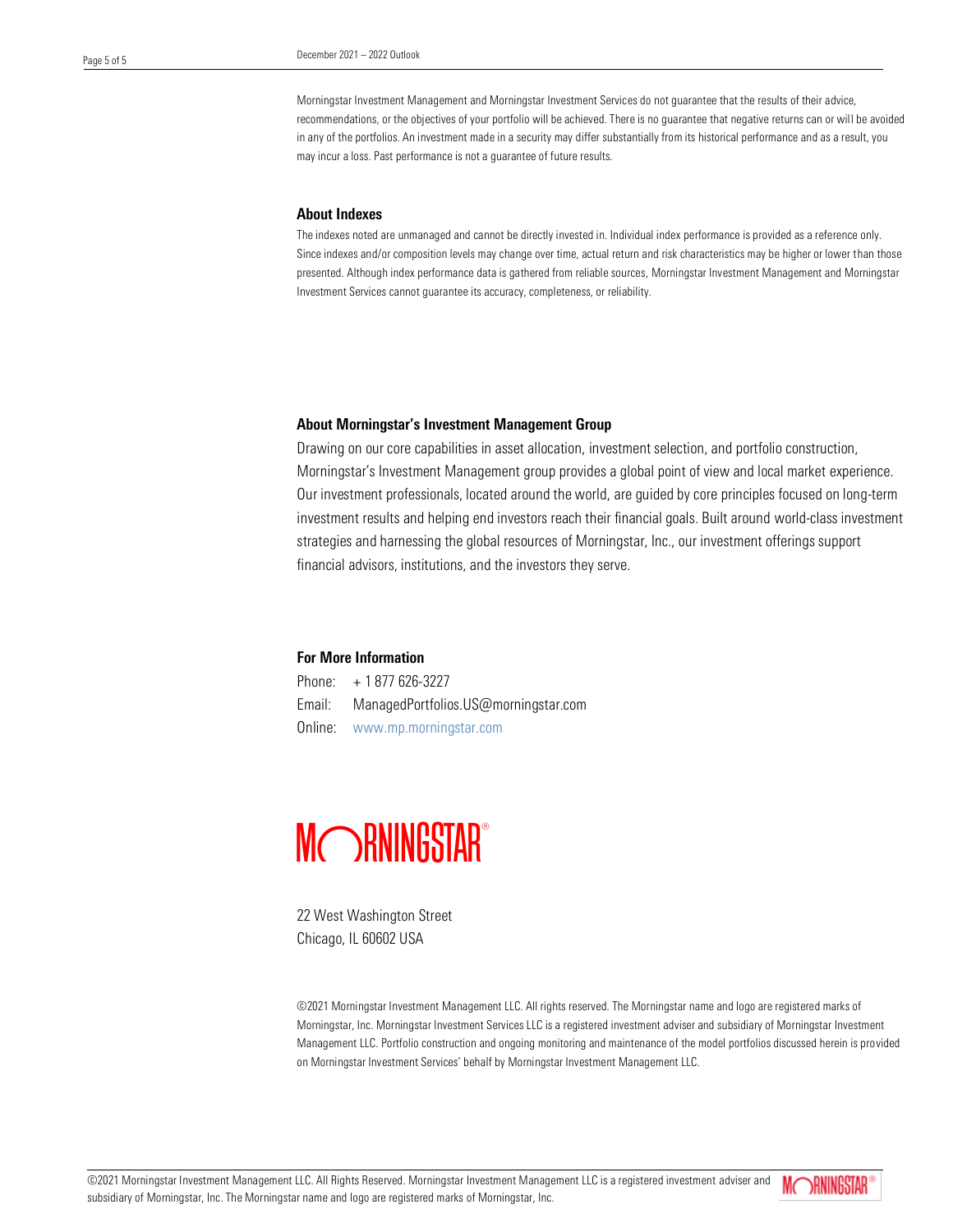Morningstar Investment Management and Morningstar Investment Services do not guarantee that the results of their advice, recommendations, or the objectives of your portfolio will be achieved. There is no guarantee that negative returns can or will be avoided in any of the portfolios. An investment made in a security may differ substantially from its historical performance and as a result, you may incur a loss. Past performance is not a guarantee of future results.

### About Indexes

The indexes noted are unmanaged and cannot be directly invested in. Individual index performance is provided as a reference only. Since indexes and/or composition levels may change over time, actual return and risk characteristics may be higher or lower than those presented. Although index performance data is gathered from reliable sources, Morningstar Investment Management and Morningstar Investment Services cannot guarantee its accuracy, completeness, or reliability.

### About Morningstar's Investment Management Group

Drawing on our core capabilities in asset allocation, investment selection, and portfolio construction, Morningstar's Investment Management group provides a global point of view and local market experience. Our investment professionals, located around the world, are guided by core principles focused on long-term investment results and helping end investors reach their financial goals. Built around world-class investment strategies and harnessing the global resources of Morningstar, Inc., our investment offerings support financial advisors, institutions, and the investors they serve.

### For More Information

Phone: + 1 877 626-3227
Email: ManagedPortfolios.US@morningstar.com
Online: www.mp.morningstar.com

MORNINGSTAR®

22 West Washington Street
Chicago, IL 60602 USA

©2021 Morningstar Investment Management LLC. All rights reserved. The Morningstar name and logo are registered marks of Morningstar, Inc. Morningstar Investment Services LLC is a registered investment adviser and subsidiary of Morningstar Investment Management LLC. Portfolio construction and ongoing monitoring and maintenance of the model portfolios discussed herein is provided on Morningstar Investment Services' behalf by Morningstar Investment Management LLC.